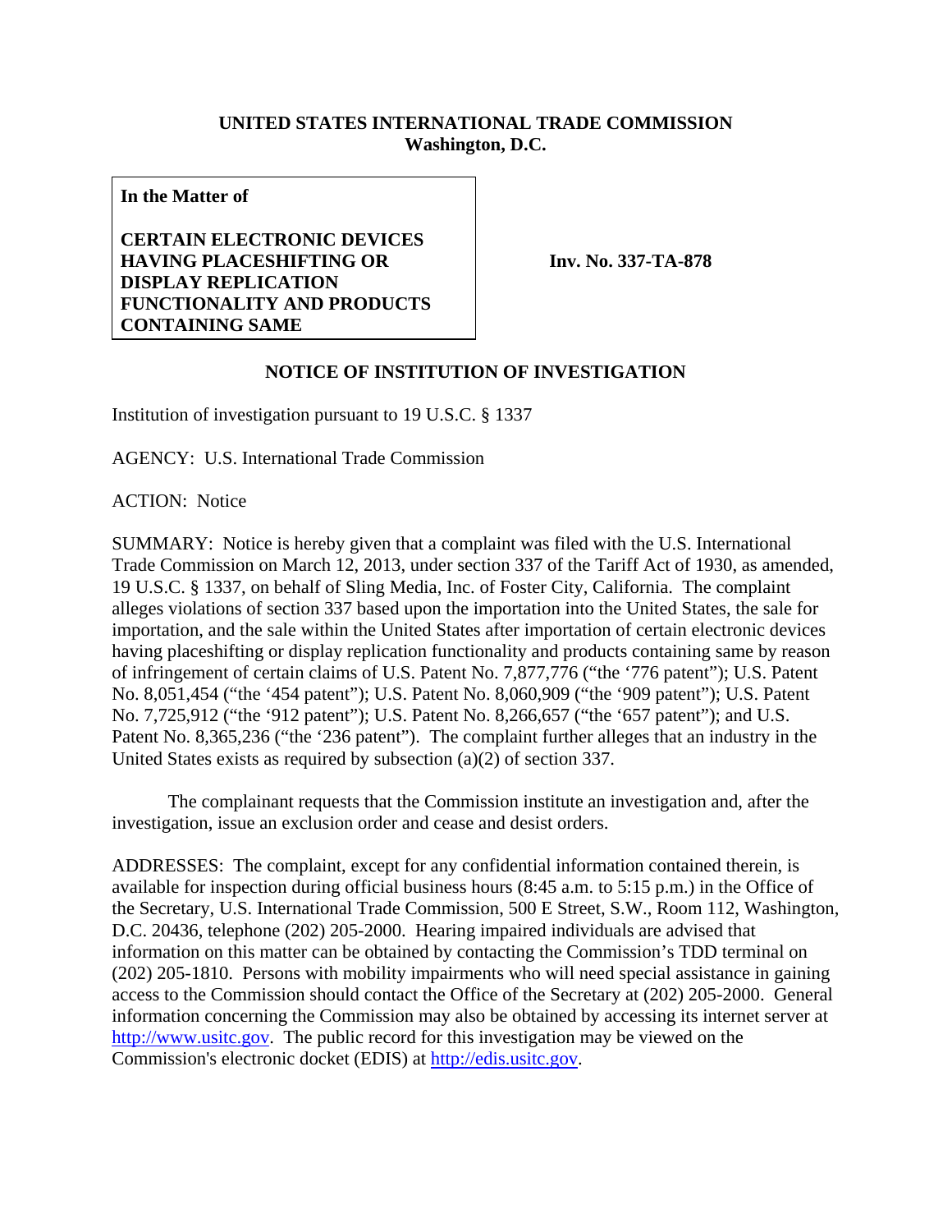**UNITED STATES INTERNATIONAL TRADE COMMISSION**
**Washington, D.C.**

| **In the Matter of**<br><br>**CERTAIN ELECTRONIC DEVICES HAVING PLACESHIFTING OR DISPLAY REPLICATION FUNCTIONALITY AND PRODUCTS CONTAINING SAME** | **Inv. No. 337-TA-878** |
|---|---|

**NOTICE OF INSTITUTION OF INVESTIGATION**

Institution of investigation pursuant to 19 U.S.C. § 1337

AGENCY: U.S. International Trade Commission

ACTION: Notice

SUMMARY: Notice is hereby given that a complaint was filed with the U.S. International Trade Commission on March 12, 2013, under section 337 of the Tariff Act of 1930, as amended, 19 U.S.C. § 1337, on behalf of Sling Media, Inc. of Foster City, California. The complaint alleges violations of section 337 based upon the importation into the United States, the sale for importation, and the sale within the United States after importation of certain electronic devices having placeshifting or display replication functionality and products containing same by reason of infringement of certain claims of U.S. Patent No. 7,877,776 ("the '776 patent"); U.S. Patent No. 8,051,454 ("the '454 patent"); U.S. Patent No. 8,060,909 ("the '909 patent"); U.S. Patent No. 7,725,912 ("the '912 patent"); U.S. Patent No. 8,266,657 ("the '657 patent"); and U.S. Patent No. 8,365,236 ("the '236 patent"). The complaint further alleges that an industry in the United States exists as required by subsection (a)(2) of section 337.

The complainant requests that the Commission institute an investigation and, after the investigation, issue an exclusion order and cease and desist orders.

ADDRESSES: The complaint, except for any confidential information contained therein, is available for inspection during official business hours (8:45 a.m. to 5:15 p.m.) in the Office of the Secretary, U.S. International Trade Commission, 500 E Street, S.W., Room 112, Washington, D.C. 20436, telephone (202) 205-2000. Hearing impaired individuals are advised that information on this matter can be obtained by contacting the Commission's TDD terminal on (202) 205-1810. Persons with mobility impairments who will need special assistance in gaining access to the Commission should contact the Office of the Secretary at (202) 205-2000. General information concerning the Commission may also be obtained by accessing its internet server at http://www.usitc.gov. The public record for this investigation may be viewed on the Commission's electronic docket (EDIS) at http://edis.usitc.gov.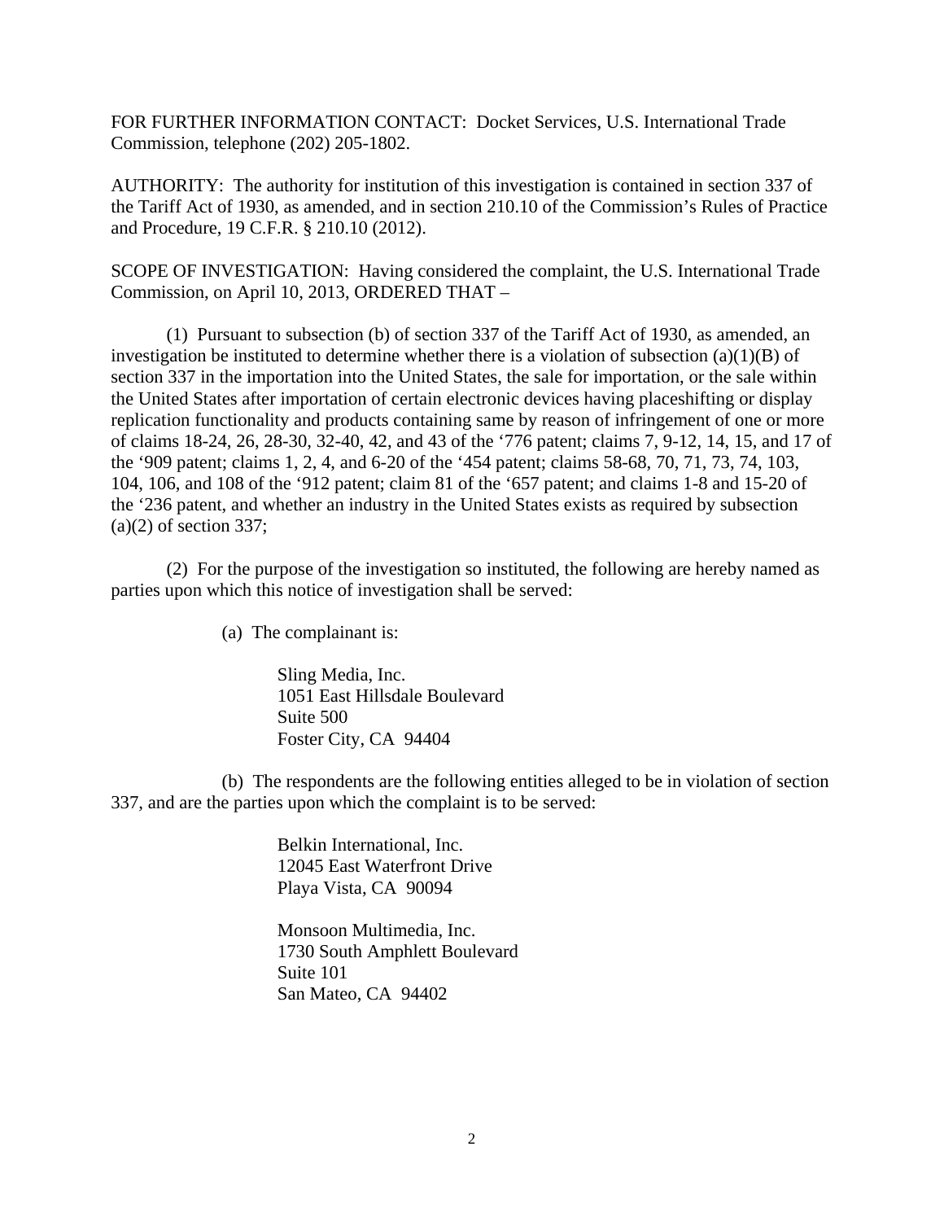FOR FURTHER INFORMATION CONTACT: Docket Services, U.S. International Trade Commission, telephone (202) 205-1802.

AUTHORITY: The authority for institution of this investigation is contained in section 337 of the Tariff Act of 1930, as amended, and in section 210.10 of the Commission's Rules of Practice and Procedure, 19 C.F.R. § 210.10 (2012).

SCOPE OF INVESTIGATION: Having considered the complaint, the U.S. International Trade Commission, on April 10, 2013, ORDERED THAT –

(1) Pursuant to subsection (b) of section 337 of the Tariff Act of 1930, as amended, an investigation be instituted to determine whether there is a violation of subsection (a)(1)(B) of section 337 in the importation into the United States, the sale for importation, or the sale within the United States after importation of certain electronic devices having placeshifting or display replication functionality and products containing same by reason of infringement of one or more of claims 18-24, 26, 28-30, 32-40, 42, and 43 of the '776 patent; claims 7, 9-12, 14, 15, and 17 of the '909 patent; claims 1, 2, 4, and 6-20 of the '454 patent; claims 58-68, 70, 71, 73, 74, 103, 104, 106, and 108 of the '912 patent; claim 81 of the '657 patent; and claims 1-8 and 15-20 of the '236 patent, and whether an industry in the United States exists as required by subsection (a)(2) of section 337;

(2) For the purpose of the investigation so instituted, the following are hereby named as parties upon which this notice of investigation shall be served:

(a) The complainant is:

Sling Media, Inc.
1051 East Hillsdale Boulevard
Suite 500
Foster City, CA 94404

(b) The respondents are the following entities alleged to be in violation of section 337, and are the parties upon which the complaint is to be served:

Belkin International, Inc.
12045 East Waterfront Drive
Playa Vista, CA 90094

Monsoon Multimedia, Inc.
1730 South Amphlett Boulevard
Suite 101
San Mateo, CA 94402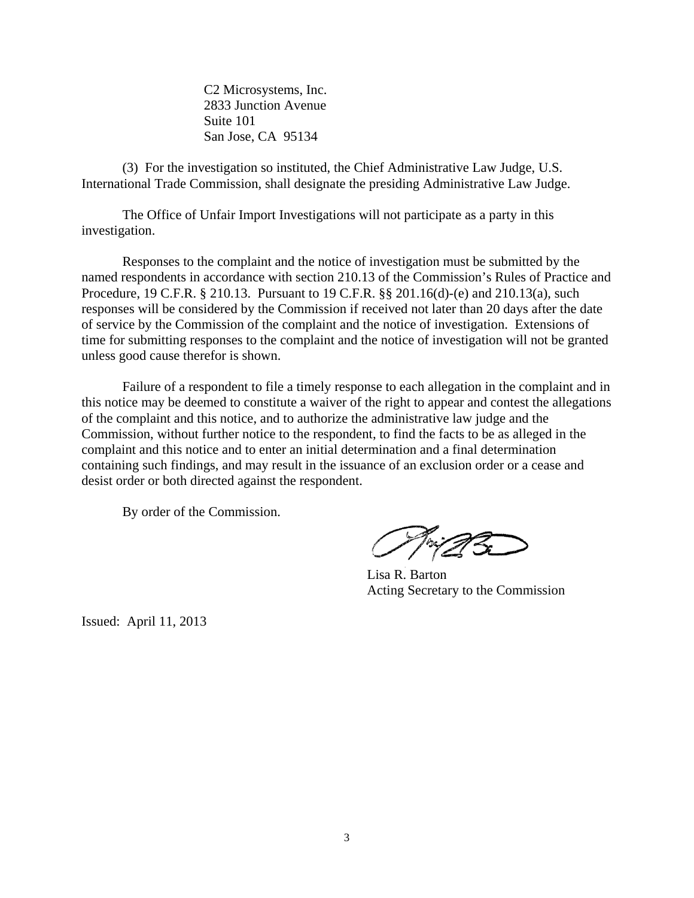C2 Microsystems, Inc.
2833 Junction Avenue
Suite 101
San Jose, CA 95134

(3) For the investigation so instituted, the Chief Administrative Law Judge, U.S. International Trade Commission, shall designate the presiding Administrative Law Judge.

The Office of Unfair Import Investigations will not participate as a party in this investigation.

Responses to the complaint and the notice of investigation must be submitted by the named respondents in accordance with section 210.13 of the Commission's Rules of Practice and Procedure, 19 C.F.R. § 210.13. Pursuant to 19 C.F.R. §§ 201.16(d)-(e) and 210.13(a), such responses will be considered by the Commission if received not later than 20 days after the date of service by the Commission of the complaint and the notice of investigation. Extensions of time for submitting responses to the complaint and the notice of investigation will not be granted unless good cause therefor is shown.

Failure of a respondent to file a timely response to each allegation in the complaint and in this notice may be deemed to constitute a waiver of the right to appear and contest the allegations of the complaint and this notice, and to authorize the administrative law judge and the Commission, without further notice to the respondent, to find the facts to be as alleged in the complaint and this notice and to enter an initial determination and a final determination containing such findings, and may result in the issuance of an exclusion order or a cease and desist order or both directed against the respondent.

By order of the Commission.

Lisa R. Barton
Acting Secretary to the Commission

Issued: April 11, 2013